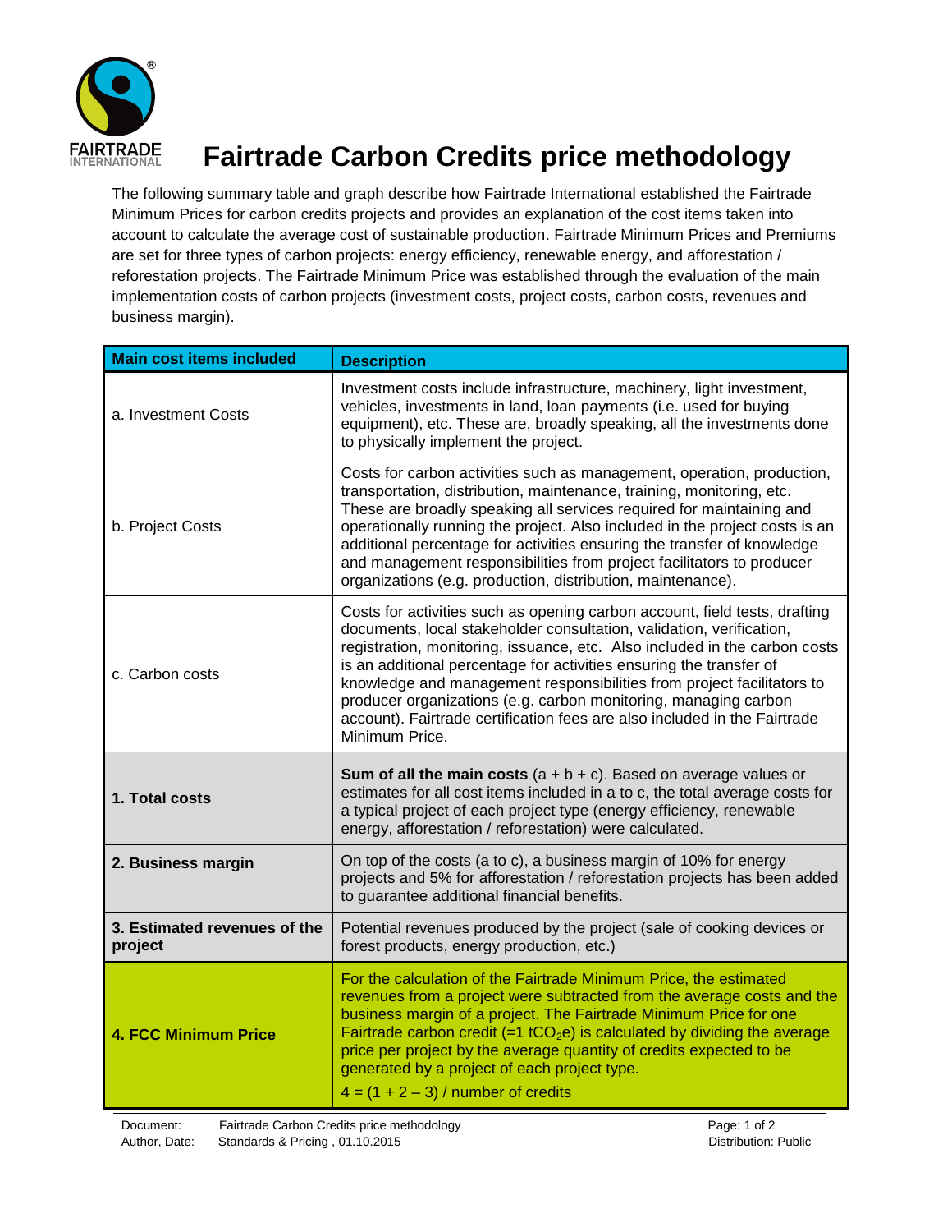# Fairtrade Carbon Credits price methodology

The following summary table and graph describe how Fairtrade International established the Fairtrade Minimum Prices for carbon credits projects and provides an explanation of the cost items taken into account to calculate the average cost of sustainable production. Fairtrade Minimum Prices and Premiums are set for three types of carbon projects: energy efficiency, renewable energy, and afforestation / reforestation projects. The Fairtrade Minimum Price was established through the evaluation of the main implementation costs of carbon projects (investment costs, project costs, carbon costs, revenues and business margin).

| Main cost items included | Description |
|---|---|
| a. Investment Costs | Investment costs include infrastructure, machinery, light investment, vehicles, investments in land, loan payments (i.e. used for buying equipment), etc. These are, broadly speaking, all the investments done to physically implement the project. |
| b. Project Costs | Costs for carbon activities such as management, operation, production, transportation, distribution, maintenance, training, monitoring, etc. These are broadly speaking all services required for maintaining and operationally running the project. Also included in the project costs is an additional percentage for activities ensuring the transfer of knowledge and management responsibilities from project facilitators to producer organizations (e.g. production, distribution, maintenance). |
| c. Carbon costs | Costs for activities such as opening carbon account, field tests, drafting documents, local stakeholder consultation, validation, verification, registration, monitoring, issuance, etc. Also included in the carbon costs is an additional percentage for activities ensuring the transfer of knowledge and management responsibilities from project facilitators to producer organizations (e.g. carbon monitoring, managing carbon account). Fairtrade certification fees are also included in the Fairtrade Minimum Price. |
| **1. Total costs** | **Sum of all the main costs** (a + b + c). Based on average values or estimates for all cost items included in a to c, the total average costs for a typical project of each project type (energy efficiency, renewable energy, afforestation / reforestation) were calculated. |
| **2. Business margin** | On top of the costs (a to c), a business margin of 10% for energy projects and 5% for afforestation / reforestation projects has been added to guarantee additional financial benefits. |
| **3. Estimated revenues of the project** | Potential revenues produced by the project (sale of cooking devices or forest products, energy production, etc.) |
| **4. FCC Minimum Price** | For the calculation of the Fairtrade Minimum Price, the estimated revenues from a project were subtracted from the average costs and the business margin of a project. The Fairtrade Minimum Price for one Fairtrade carbon credit (=1 $tCO_2e$) is calculated by dividing the average price per project by the average quantity of credits expected to be generated by a project of each project type. 4 = (1 + 2 – 3) / number of credits |

Document: Fairtrade Carbon Credits price methodology
Author, Date: Standards & Pricing , 01.10.2015
Distribution: Public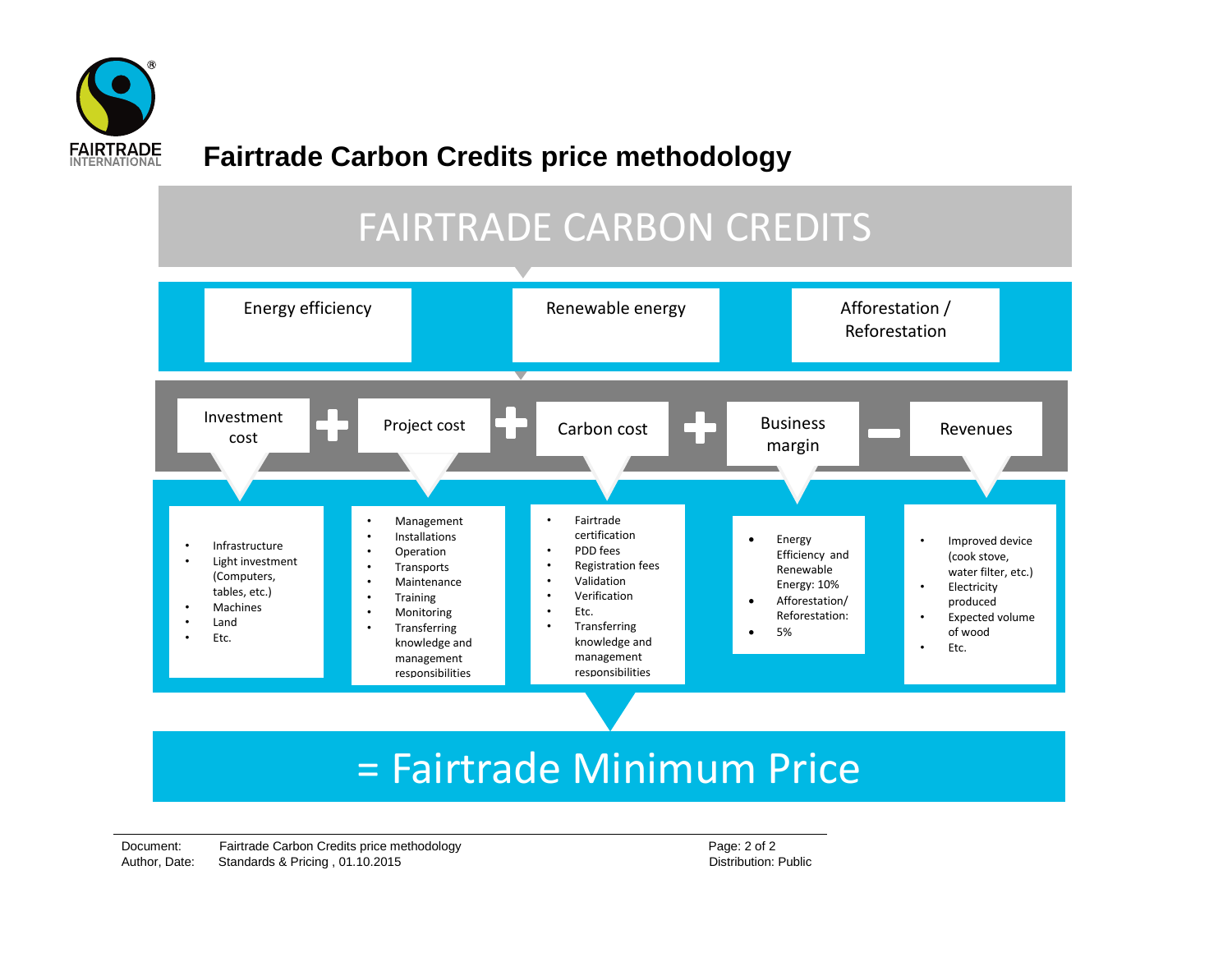# Fairtrade Carbon Credits price methodology

## FAIRTRADE CARBON CREDITS

- Energy efficiency
- Renewable energy
- Afforestation / Reforestation

**Investment cost + Project cost + Carbon cost + Business margin − Revenues**

**Investment cost**

- Infrastructure
- Light investment (Computers, tables, etc.)
- Machines
- Land
- Etc.

**Project cost**

- Management
- Installations
- Operation
- Transports
- Maintenance
- Training
- Monitoring
- Transferring knowledge and management responsibilities

**Carbon cost**

- Fairtrade certification
- PDD fees
- Registration fees
- Validation
- Verification
- Etc.
- Transferring knowledge and management responsibilities

**Business margin**

- Energy Efficiency and Renewable Energy: 10%
- Afforestation/ Reforestation:
- 5%

**Revenues**

- Improved device (cook stove, water filter, etc.)
- Electricity produced
- Expected volume of wood
- Etc.

## = Fairtrade Minimum Price

Document: Fairtrade Carbon Credits price methodology
Author, Date: Standards & Pricing , 01.10.2015
Distribution: Public